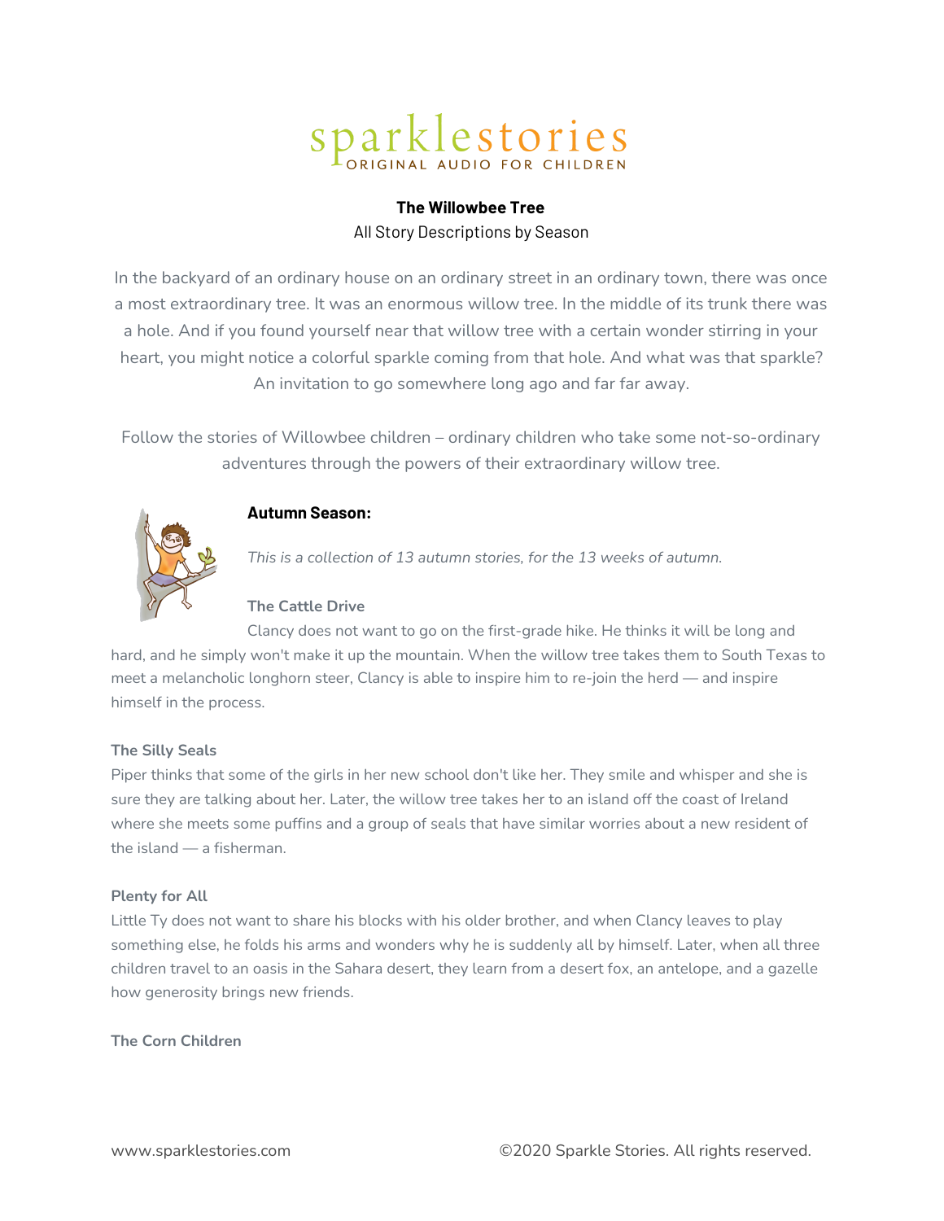sparklestories
ORIGINAL AUDIO FOR CHILDREN

**The Willowbee Tree**

All Story Descriptions by Season

In the backyard of an ordinary house on an ordinary street in an ordinary town, there was once a most extraordinary tree. It was an enormous willow tree. In the middle of its trunk there was a hole. And if you found yourself near that willow tree with a certain wonder stirring in your heart, you might notice a colorful sparkle coming from that hole. And what was that sparkle? An invitation to go somewhere long ago and far far away.

Follow the stories of Willowbee children – ordinary children who take some not-so-ordinary adventures through the powers of their extraordinary willow tree.

## Autumn Season:

*This is a collection of 13 autumn stories, for the 13 weeks of autumn.*

### The Cattle Drive

Clancy does not want to go on the first-grade hike. He thinks it will be long and hard, and he simply won't make it up the mountain. When the willow tree takes them to South Texas to meet a melancholic longhorn steer, Clancy is able to inspire him to re-join the herd — and inspire himself in the process.

### The Silly Seals

Piper thinks that some of the girls in her new school don't like her. They smile and whisper and she is sure they are talking about her. Later, the willow tree takes her to an island off the coast of Ireland where she meets some puffins and a group of seals that have similar worries about a new resident of the island — a fisherman.

### Plenty for All

Little Ty does not want to share his blocks with his older brother, and when Clancy leaves to play something else, he folds his arms and wonders why he is suddenly all by himself. Later, when all three children travel to an oasis in the Sahara desert, they learn from a desert fox, an antelope, and a gazelle how generosity brings new friends.

### The Corn Children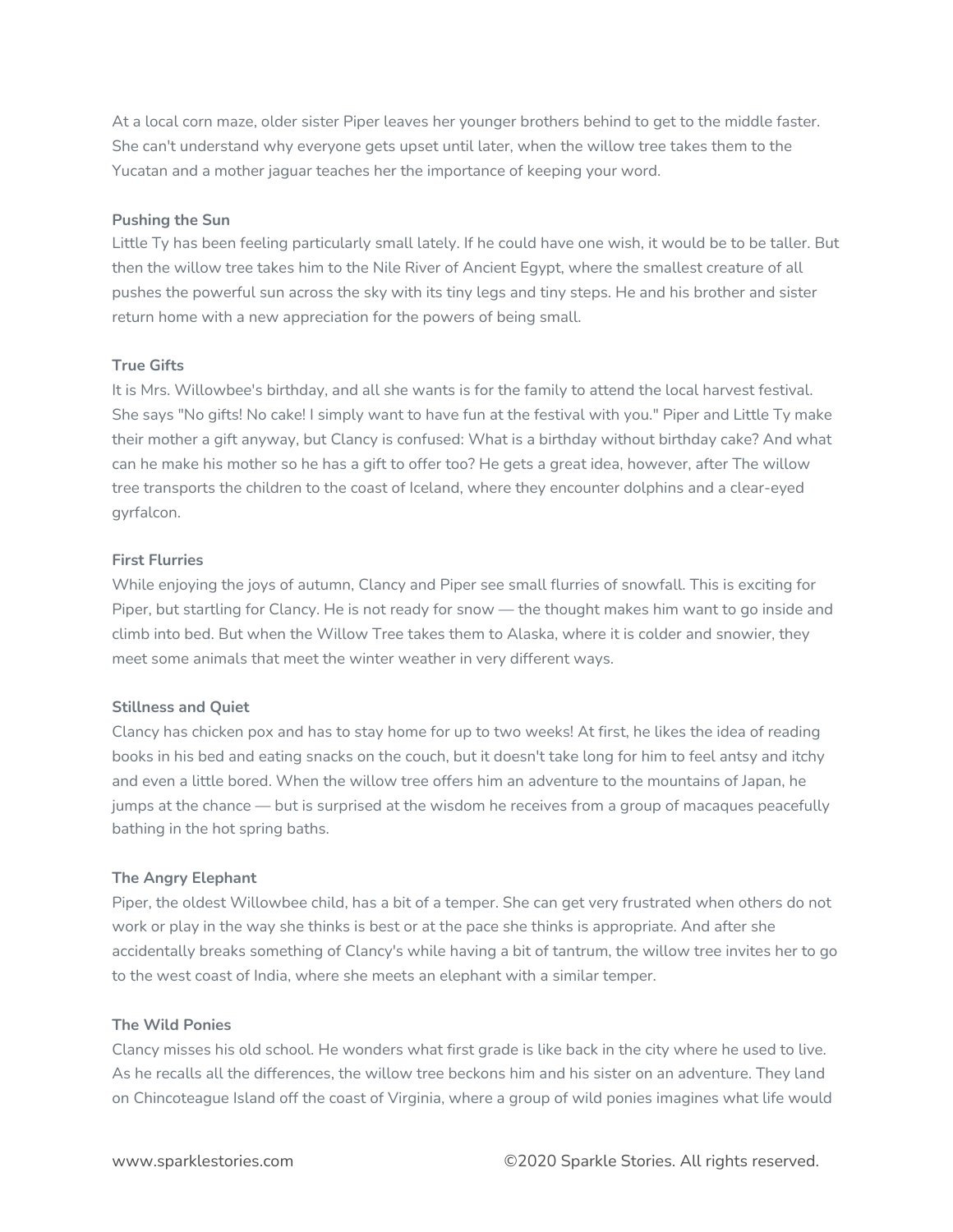At a local corn maze, older sister Piper leaves her younger brothers behind to get to the middle faster. She can't understand why everyone gets upset until later, when the willow tree takes them to the Yucatan and a mother jaguar teaches her the importance of keeping your word.

**Pushing the Sun**
Little Ty has been feeling particularly small lately. If he could have one wish, it would be to be taller. But then the willow tree takes him to the Nile River of Ancient Egypt, where the smallest creature of all pushes the powerful sun across the sky with its tiny legs and tiny steps. He and his brother and sister return home with a new appreciation for the powers of being small.

**True Gifts**
It is Mrs. Willowbee's birthday, and all she wants is for the family to attend the local harvest festival. She says "No gifts! No cake! I simply want to have fun at the festival with you." Piper and Little Ty make their mother a gift anyway, but Clancy is confused: What is a birthday without birthday cake? And what can he make his mother so he has a gift to offer too? He gets a great idea, however, after The willow tree transports the children to the coast of Iceland, where they encounter dolphins and a clear-eyed gyrfalcon.

**First Flurries**
While enjoying the joys of autumn, Clancy and Piper see small flurries of snowfall. This is exciting for Piper, but startling for Clancy. He is not ready for snow — the thought makes him want to go inside and climb into bed. But when the Willow Tree takes them to Alaska, where it is colder and snowier, they meet some animals that meet the winter weather in very different ways.

**Stillness and Quiet**
Clancy has chicken pox and has to stay home for up to two weeks! At first, he likes the idea of reading books in his bed and eating snacks on the couch, but it doesn't take long for him to feel antsy and itchy and even a little bored. When the willow tree offers him an adventure to the mountains of Japan, he jumps at the chance — but is surprised at the wisdom he receives from a group of macaques peacefully bathing in the hot spring baths.

**The Angry Elephant**
Piper, the oldest Willowbee child, has a bit of a temper. She can get very frustrated when others do not work or play in the way she thinks is best or at the pace she thinks is appropriate. And after she accidentally breaks something of Clancy's while having a bit of tantrum, the willow tree invites her to go to the west coast of India, where she meets an elephant with a similar temper.

**The Wild Ponies**
Clancy misses his old school. He wonders what first grade is like back in the city where he used to live. As he recalls all the differences, the willow tree beckons him and his sister on an adventure. They land on Chincoteague Island off the coast of Virginia, where a group of wild ponies imagines what life would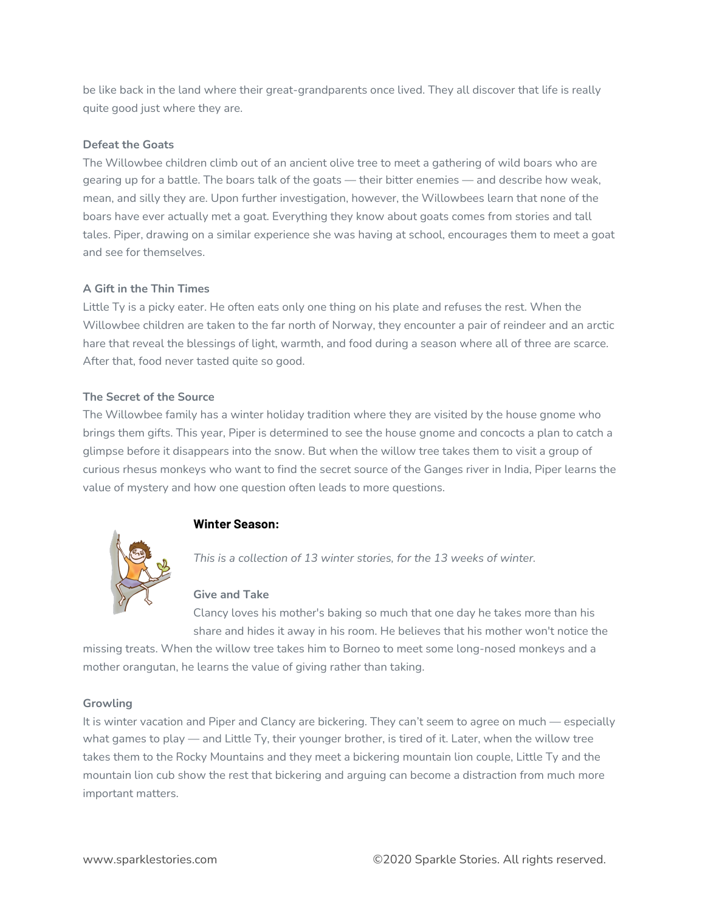be like back in the land where their great-grandparents once lived. They all discover that life is really quite good just where they are.

**Defeat the Goats**

The Willowbee children climb out of an ancient olive tree to meet a gathering of wild boars who are gearing up for a battle. The boars talk of the goats — their bitter enemies — and describe how weak, mean, and silly they are. Upon further investigation, however, the Willowbees learn that none of the boars have ever actually met a goat. Everything they know about goats comes from stories and tall tales. Piper, drawing on a similar experience she was having at school, encourages them to meet a goat and see for themselves.

**A Gift in the Thin Times**

Little Ty is a picky eater. He often eats only one thing on his plate and refuses the rest. When the Willowbee children are taken to the far north of Norway, they encounter a pair of reindeer and an arctic hare that reveal the blessings of light, warmth, and food during a season where all of three are scarce. After that, food never tasted quite so good.

**The Secret of the Source**

The Willowbee family has a winter holiday tradition where they are visited by the house gnome who brings them gifts. This year, Piper is determined to see the house gnome and concocts a plan to catch a glimpse before it disappears into the snow. But when the willow tree takes them to visit a group of curious rhesus monkeys who want to find the secret source of the Ganges river in India, Piper learns the value of mystery and how one question often leads to more questions.

## Winter Season:

*This is a collection of 13 winter stories, for the 13 weeks of winter.*

**Give and Take**

Clancy loves his mother's baking so much that one day he takes more than his share and hides it away in his room. He believes that his mother won't notice the missing treats. When the willow tree takes him to Borneo to meet some long-nosed monkeys and a mother orangutan, he learns the value of giving rather than taking.

**Growling**

It is winter vacation and Piper and Clancy are bickering. They can't seem to agree on much — especially what games to play — and Little Ty, their younger brother, is tired of it. Later, when the willow tree takes them to the Rocky Mountains and they meet a bickering mountain lion couple, Little Ty and the mountain lion cub show the rest that bickering and arguing can become a distraction from much more important matters.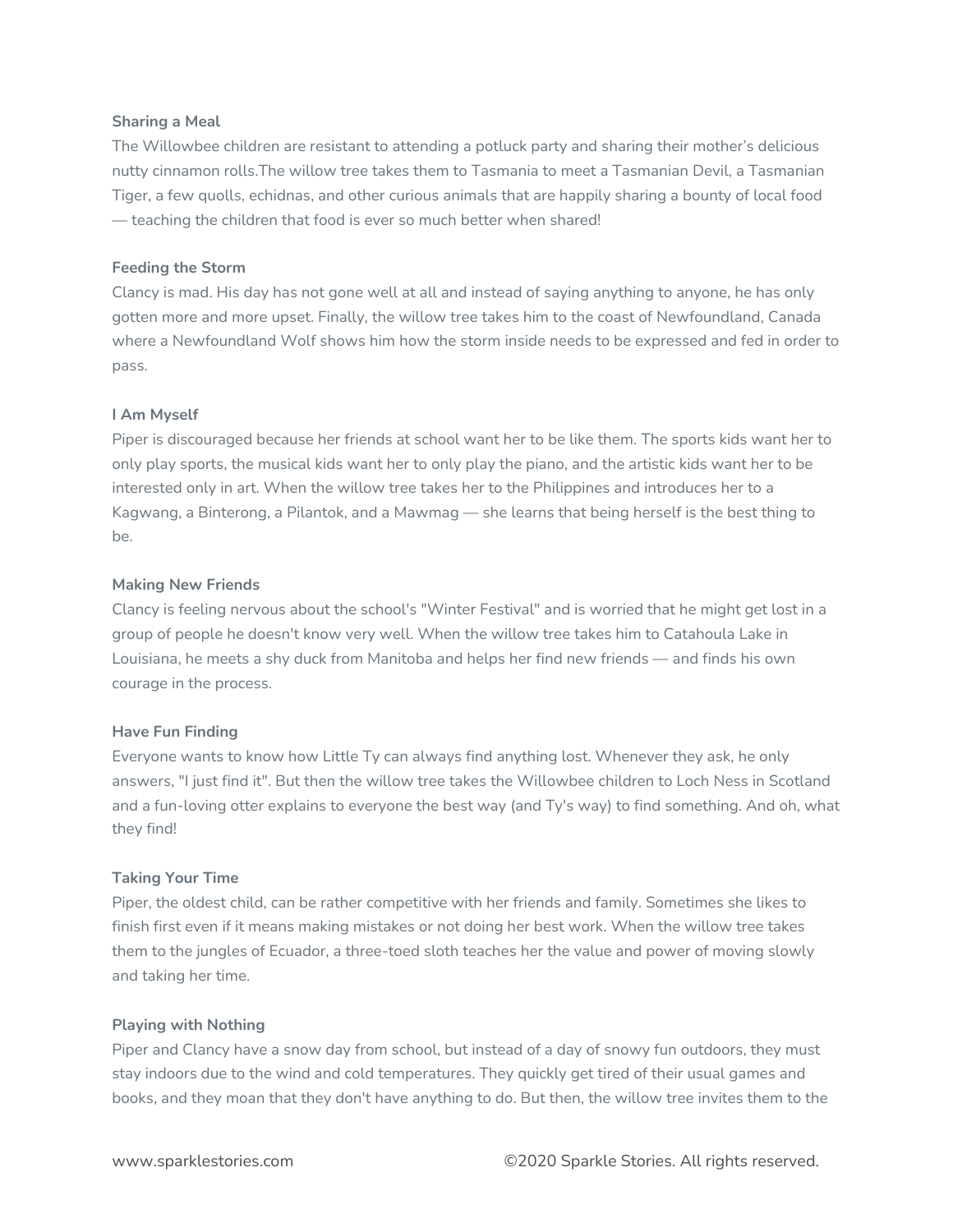**Sharing a Meal**

The Willowbee children are resistant to attending a potluck party and sharing their mother's delicious nutty cinnamon rolls.The willow tree takes them to Tasmania to meet a Tasmanian Devil, a Tasmanian Tiger, a few quolls, echidnas, and other curious animals that are happily sharing a bounty of local food — teaching the children that food is ever so much better when shared!

**Feeding the Storm**

Clancy is mad. His day has not gone well at all and instead of saying anything to anyone, he has only gotten more and more upset. Finally, the willow tree takes him to the coast of Newfoundland, Canada where a Newfoundland Wolf shows him how the storm inside needs to be expressed and fed in order to pass.

**I Am Myself**

Piper is discouraged because her friends at school want her to be like them. The sports kids want her to only play sports, the musical kids want her to only play the piano, and the artistic kids want her to be interested only in art. When the willow tree takes her to the Philippines and introduces her to a Kagwang, a Binterong, a Pilantok, and a Mawmag — she learns that being herself is the best thing to be.

**Making New Friends**

Clancy is feeling nervous about the school's "Winter Festival" and is worried that he might get lost in a group of people he doesn't know very well. When the willow tree takes him to Catahoula Lake in Louisiana, he meets a shy duck from Manitoba and helps her find new friends — and finds his own courage in the process.

**Have Fun Finding**

Everyone wants to know how Little Ty can always find anything lost. Whenever they ask, he only answers, "I just find it". But then the willow tree takes the Willowbee children to Loch Ness in Scotland and a fun-loving otter explains to everyone the best way (and Ty's way) to find something. And oh, what they find!

**Taking Your Time**

Piper, the oldest child, can be rather competitive with her friends and family. Sometimes she likes to finish first even if it means making mistakes or not doing her best work. When the willow tree takes them to the jungles of Ecuador, a three-toed sloth teaches her the value and power of moving slowly and taking her time.

**Playing with Nothing**

Piper and Clancy have a snow day from school, but instead of a day of snowy fun outdoors, they must stay indoors due to the wind and cold temperatures. They quickly get tired of their usual games and books, and they moan that they don't have anything to do. But then, the willow tree invites them to the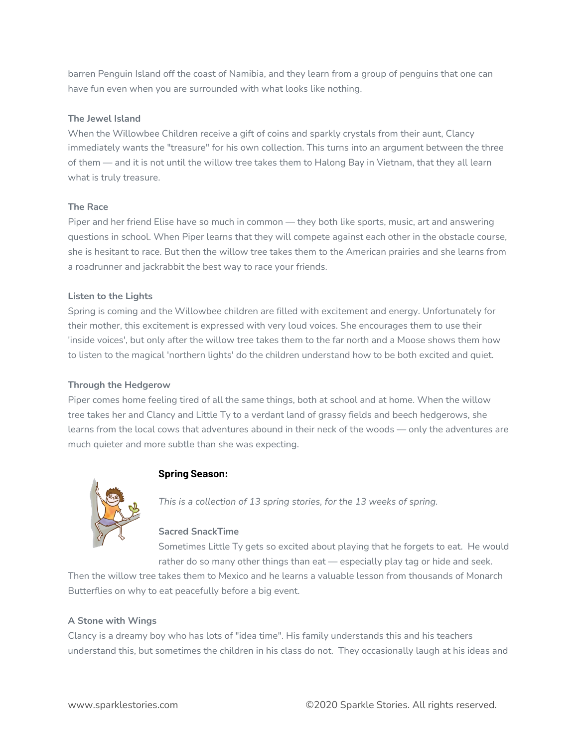barren Penguin Island off the coast of Namibia, and they learn from a group of penguins that one can have fun even when you are surrounded with what looks like nothing.

**The Jewel Island**

When the Willowbee Children receive a gift of coins and sparkly crystals from their aunt, Clancy immediately wants the "treasure" for his own collection. This turns into an argument between the three of them — and it is not until the willow tree takes them to Halong Bay in Vietnam, that they all learn what is truly treasure.

**The Race**

Piper and her friend Elise have so much in common — they both like sports, music, art and answering questions in school. When Piper learns that they will compete against each other in the obstacle course, she is hesitant to race. But then the willow tree takes them to the American prairies and she learns from a roadrunner and jackrabbit the best way to race your friends.

**Listen to the Lights**

Spring is coming and the Willowbee children are filled with excitement and energy. Unfortunately for their mother, this excitement is expressed with very loud voices. She encourages them to use their 'inside voices', but only after the willow tree takes them to the far north and a Moose shows them how to listen to the magical 'northern lights' do the children understand how to be both excited and quiet.

**Through the Hedgerow**

Piper comes home feeling tired of all the same things, both at school and at home. When the willow tree takes her and Clancy and Little Ty to a verdant land of grassy fields and beech hedgerows, she learns from the local cows that adventures abound in their neck of the woods — only the adventures are much quieter and more subtle than she was expecting.

## Spring Season:

*This is a collection of 13 spring stories, for the 13 weeks of spring.*

**Sacred SnackTime**

Sometimes Little Ty gets so excited about playing that he forgets to eat. He would rather do so many other things than eat — especially play tag or hide and seek. Then the willow tree takes them to Mexico and he learns a valuable lesson from thousands of Monarch Butterflies on why to eat peacefully before a big event.

**A Stone with Wings**

Clancy is a dreamy boy who has lots of "idea time". His family understands this and his teachers understand this, but sometimes the children in his class do not. They occasionally laugh at his ideas and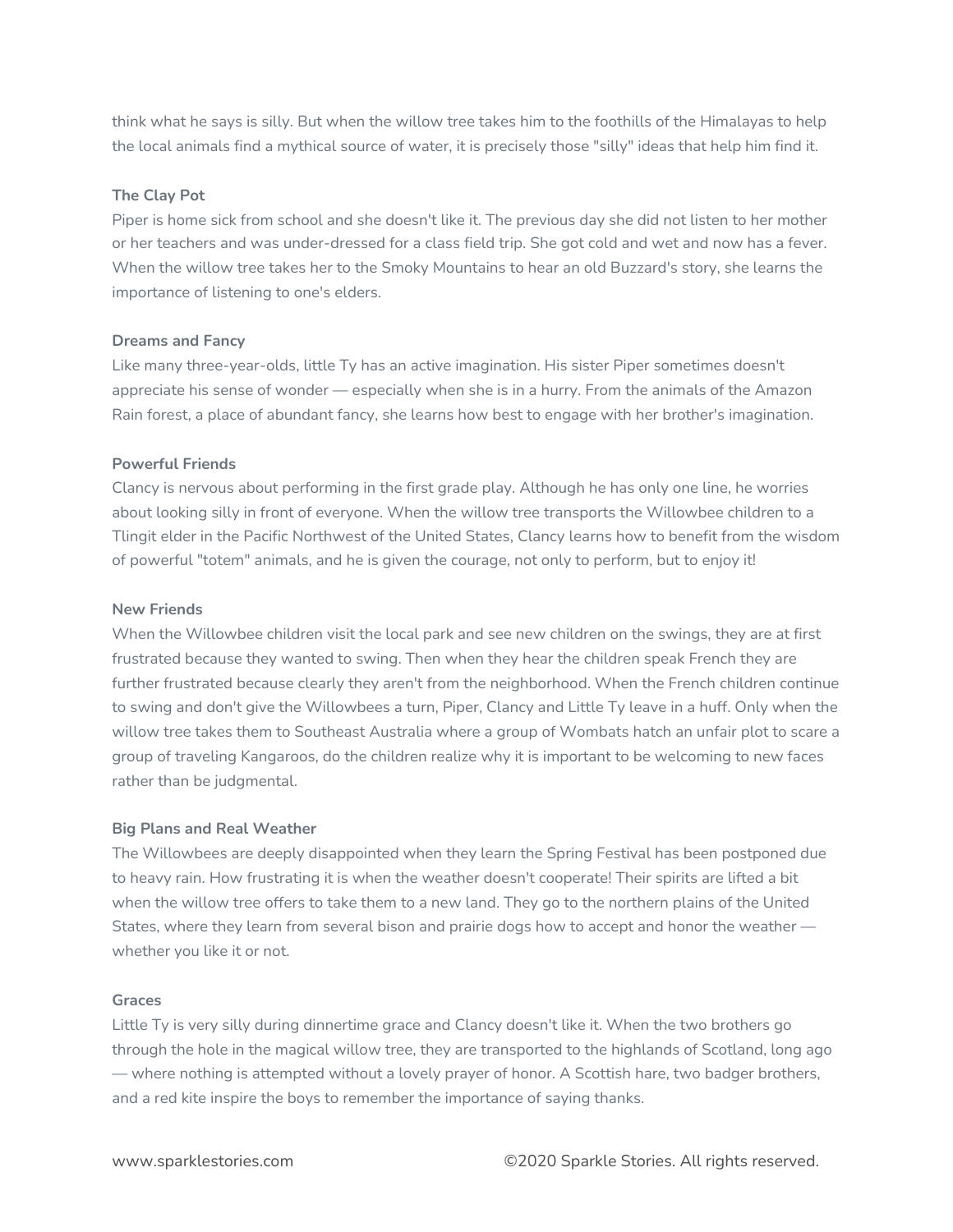think what he says is silly. But when the willow tree takes him to the foothills of the Himalayas to help the local animals find a mythical source of water, it is precisely those "silly" ideas that help him find it.

**The Clay Pot**

Piper is home sick from school and she doesn't like it. The previous day she did not listen to her mother or her teachers and was under-dressed for a class field trip. She got cold and wet and now has a fever. When the willow tree takes her to the Smoky Mountains to hear an old Buzzard's story, she learns the importance of listening to one's elders.

**Dreams and Fancy**

Like many three-year-olds, little Ty has an active imagination. His sister Piper sometimes doesn't appreciate his sense of wonder — especially when she is in a hurry. From the animals of the Amazon Rain forest, a place of abundant fancy, she learns how best to engage with her brother's imagination.

**Powerful Friends**

Clancy is nervous about performing in the first grade play. Although he has only one line, he worries about looking silly in front of everyone. When the willow tree transports the Willowbee children to a Tlingit elder in the Pacific Northwest of the United States, Clancy learns how to benefit from the wisdom of powerful "totem" animals, and he is given the courage, not only to perform, but to enjoy it!

**New Friends**

When the Willowbee children visit the local park and see new children on the swings, they are at first frustrated because they wanted to swing. Then when they hear the children speak French they are further frustrated because clearly they aren't from the neighborhood. When the French children continue to swing and don't give the Willowbees a turn, Piper, Clancy and Little Ty leave in a huff. Only when the willow tree takes them to Southeast Australia where a group of Wombats hatch an unfair plot to scare a group of traveling Kangaroos, do the children realize why it is important to be welcoming to new faces rather than be judgmental.

**Big Plans and Real Weather**

The Willowbees are deeply disappointed when they learn the Spring Festival has been postponed due to heavy rain. How frustrating it is when the weather doesn't cooperate! Their spirits are lifted a bit when the willow tree offers to take them to a new land. They go to the northern plains of the United States, where they learn from several bison and prairie dogs how to accept and honor the weather — whether you like it or not.

**Graces**

Little Ty is very silly during dinnertime grace and Clancy doesn't like it. When the two brothers go through the hole in the magical willow tree, they are transported to the highlands of Scotland, long ago — where nothing is attempted without a lovely prayer of honor. A Scottish hare, two badger brothers, and a red kite inspire the boys to remember the importance of saying thanks.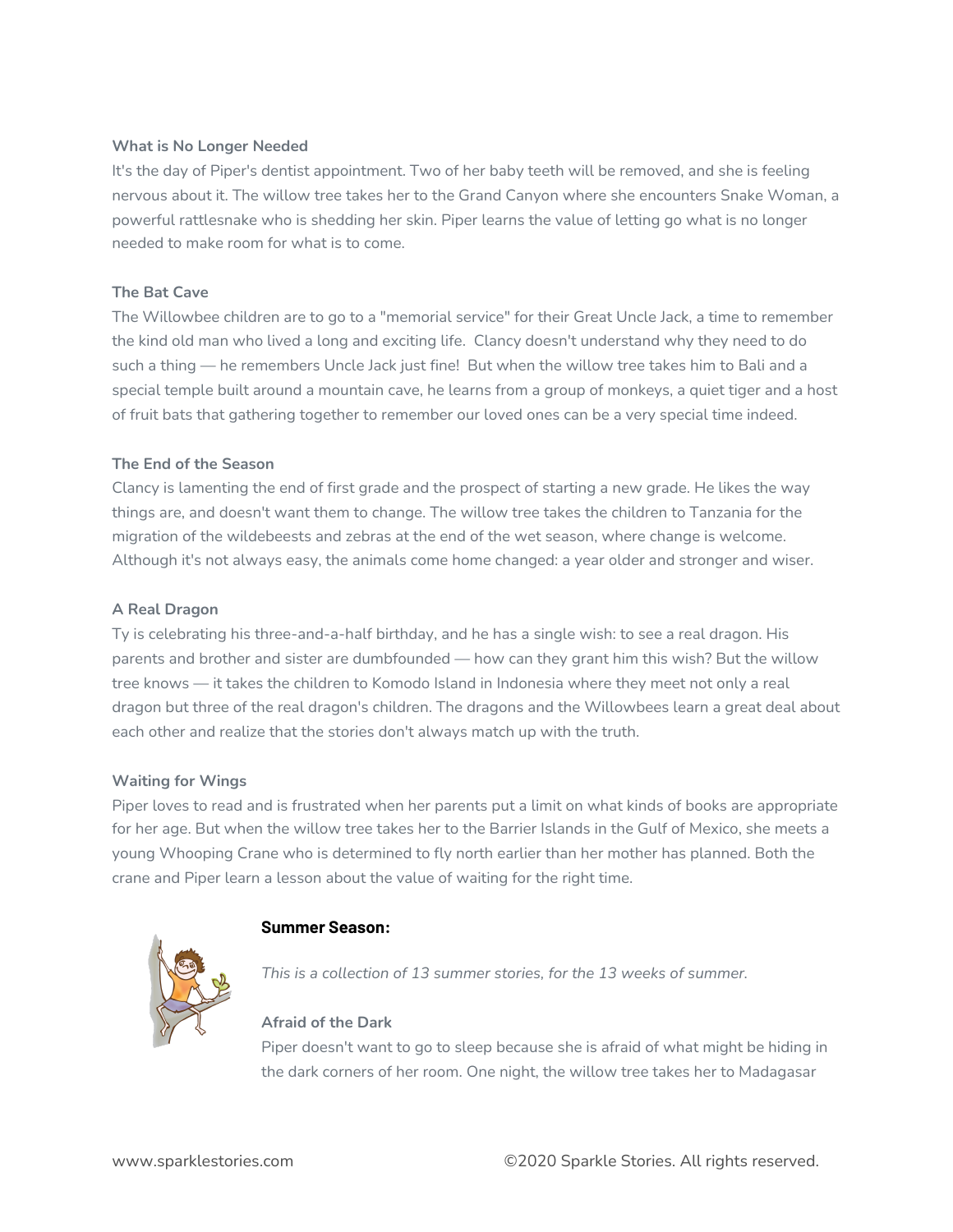**What is No Longer Needed**

It's the day of Piper's dentist appointment. Two of her baby teeth will be removed, and she is feeling nervous about it. The willow tree takes her to the Grand Canyon where she encounters Snake Woman, a powerful rattlesnake who is shedding her skin. Piper learns the value of letting go what is no longer needed to make room for what is to come.

**The Bat Cave**

The Willowbee children are to go to a "memorial service" for their Great Uncle Jack, a time to remember the kind old man who lived a long and exciting life. Clancy doesn't understand why they need to do such a thing — he remembers Uncle Jack just fine! But when the willow tree takes him to Bali and a special temple built around a mountain cave, he learns from a group of monkeys, a quiet tiger and a host of fruit bats that gathering together to remember our loved ones can be a very special time indeed.

**The End of the Season**

Clancy is lamenting the end of first grade and the prospect of starting a new grade. He likes the way things are, and doesn't want them to change. The willow tree takes the children to Tanzania for the migration of the wildebeests and zebras at the end of the wet season, where change is welcome. Although it's not always easy, the animals come home changed: a year older and stronger and wiser.

**A Real Dragon**

Ty is celebrating his three-and-a-half birthday, and he has a single wish: to see a real dragon. His parents and brother and sister are dumbfounded — how can they grant him this wish? But the willow tree knows — it takes the children to Komodo Island in Indonesia where they meet not only a real dragon but three of the real dragon's children. The dragons and the Willowbees learn a great deal about each other and realize that the stories don't always match up with the truth.

**Waiting for Wings**

Piper loves to read and is frustrated when her parents put a limit on what kinds of books are appropriate for her age. But when the willow tree takes her to the Barrier Islands in the Gulf of Mexico, she meets a young Whooping Crane who is determined to fly north earlier than her mother has planned. Both the crane and Piper learn a lesson about the value of waiting for the right time.

## Summer Season:

*This is a collection of 13 summer stories, for the 13 weeks of summer.*

**Afraid of the Dark**

Piper doesn't want to go to sleep because she is afraid of what might be hiding in the dark corners of her room. One night, the willow tree takes her to Madagasar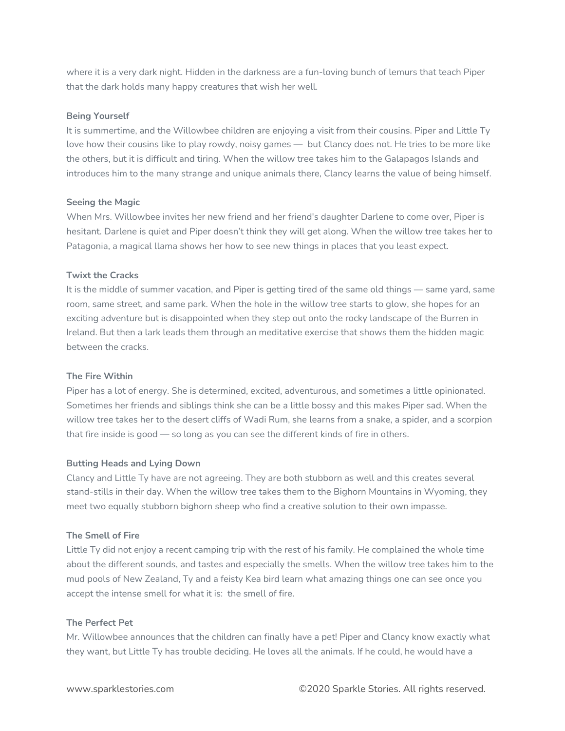where it is a very dark night. Hidden in the darkness are a fun-loving bunch of lemurs that teach Piper that the dark holds many happy creatures that wish her well.

**Being Yourself**
It is summertime, and the Willowbee children are enjoying a visit from their cousins. Piper and Little Ty love how their cousins like to play rowdy, noisy games — but Clancy does not. He tries to be more like the others, but it is difficult and tiring. When the willow tree takes him to the Galapagos Islands and introduces him to the many strange and unique animals there, Clancy learns the value of being himself.

**Seeing the Magic**
When Mrs. Willowbee invites her new friend and her friend's daughter Darlene to come over, Piper is hesitant. Darlene is quiet and Piper doesn't think they will get along. When the willow tree takes her to Patagonia, a magical llama shows her how to see new things in places that you least expect.

**Twixt the Cracks**
It is the middle of summer vacation, and Piper is getting tired of the same old things — same yard, same room, same street, and same park. When the hole in the willow tree starts to glow, she hopes for an exciting adventure but is disappointed when they step out onto the rocky landscape of the Burren in Ireland. But then a lark leads them through an meditative exercise that shows them the hidden magic between the cracks.

**The Fire Within**
Piper has a lot of energy. She is determined, excited, adventurous, and sometimes a little opinionated. Sometimes her friends and siblings think she can be a little bossy and this makes Piper sad. When the willow tree takes her to the desert cliffs of Wadi Rum, she learns from a snake, a spider, and a scorpion that fire inside is good — so long as you can see the different kinds of fire in others.

**Butting Heads and Lying Down**
Clancy and Little Ty have are not agreeing. They are both stubborn as well and this creates several stand-stills in their day. When the willow tree takes them to the Bighorn Mountains in Wyoming, they meet two equally stubborn bighorn sheep who find a creative solution to their own impasse.

**The Smell of Fire**
Little Ty did not enjoy a recent camping trip with the rest of his family. He complained the whole time about the different sounds, and tastes and especially the smells. When the willow tree takes him to the mud pools of New Zealand, Ty and a feisty Kea bird learn what amazing things one can see once you accept the intense smell for what it is: the smell of fire.

**The Perfect Pet**
Mr. Willowbee announces that the children can finally have a pet! Piper and Clancy know exactly what they want, but Little Ty has trouble deciding. He loves all the animals. If he could, he would have a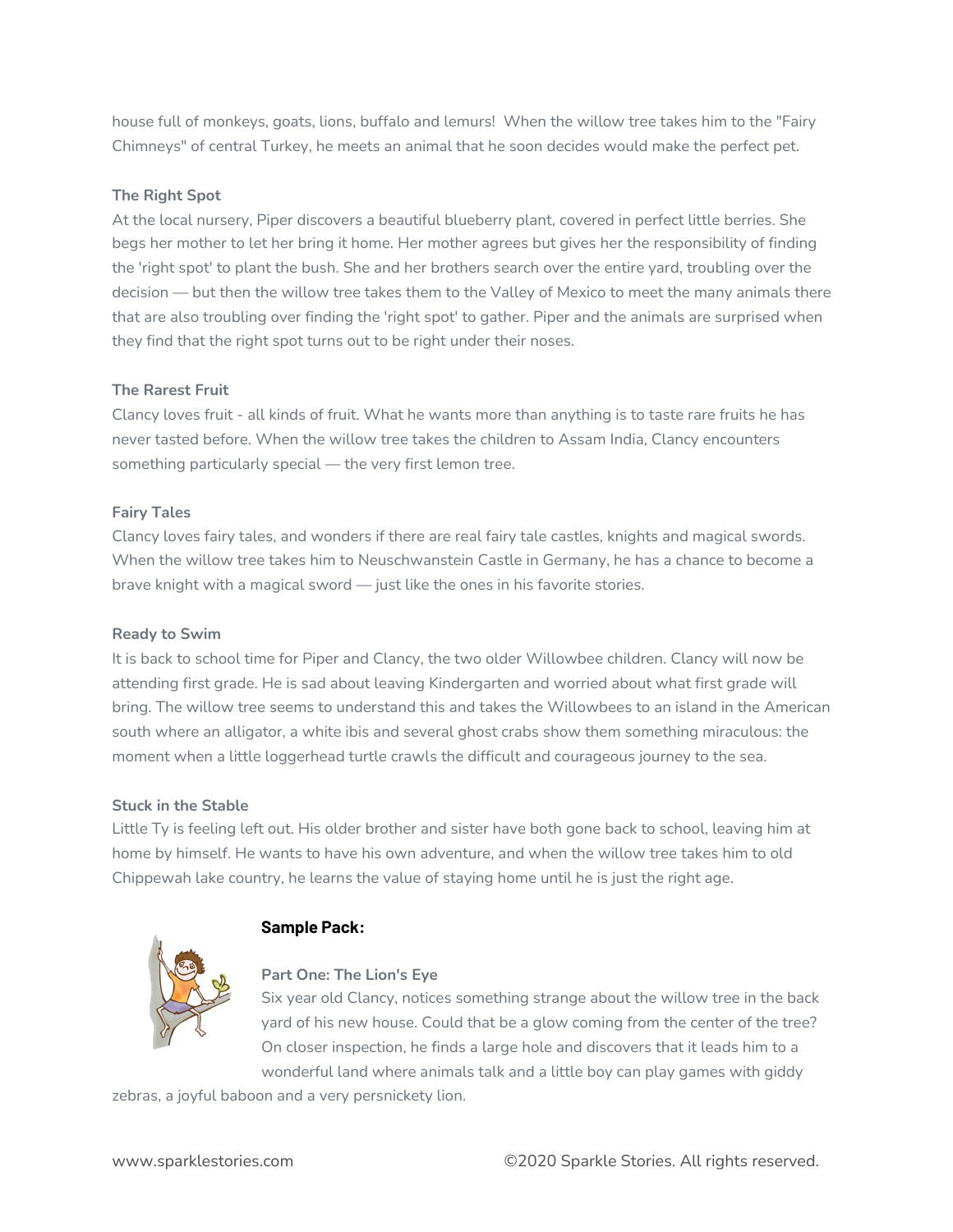house full of monkeys, goats, lions, buffalo and lemurs!  When the willow tree takes him to the "Fairy Chimneys" of central Turkey, he meets an animal that he soon decides would make the perfect pet.

**The Right Spot**

At the local nursery, Piper discovers a beautiful blueberry plant, covered in perfect little berries. She begs her mother to let her bring it home. Her mother agrees but gives her the responsibility of finding the 'right spot' to plant the bush. She and her brothers search over the entire yard, troubling over the decision — but then the willow tree takes them to the Valley of Mexico to meet the many animals there that are also troubling over finding the 'right spot' to gather. Piper and the animals are surprised when they find that the right spot turns out to be right under their noses.

**The Rarest Fruit**

Clancy loves fruit - all kinds of fruit. What he wants more than anything is to taste rare fruits he has never tasted before. When the willow tree takes the children to Assam India, Clancy encounters something particularly special — the very first lemon tree.

**Fairy Tales**

Clancy loves fairy tales, and wonders if there are real fairy tale castles, knights and magical swords. When the willow tree takes him to Neuschwanstein Castle in Germany, he has a chance to become a brave knight with a magical sword — just like the ones in his favorite stories.

**Ready to Swim**

It is back to school time for Piper and Clancy, the two older Willowbee children. Clancy will now be attending first grade. He is sad about leaving Kindergarten and worried about what first grade will bring. The willow tree seems to understand this and takes the Willowbees to an island in the American south where an alligator, a white ibis and several ghost crabs show them something miraculous: the moment when a little loggerhead turtle crawls the difficult and courageous journey to the sea.

**Stuck in the Stable**

Little Ty is feeling left out. His older brother and sister have both gone back to school, leaving him at home by himself. He wants to have his own adventure, and when the willow tree takes him to old Chippewah lake country, he learns the value of staying home until he is just the right age.

**Sample Pack:**

**Part One: The Lion's Eye**

Six year old Clancy, notices something strange about the willow tree in the back yard of his new house. Could that be a glow coming from the center of the tree? On closer inspection, he finds a large hole and discovers that it leads him to a wonderful land where animals talk and a little boy can play games with giddy zebras, a joyful baboon and a very persnickety lion.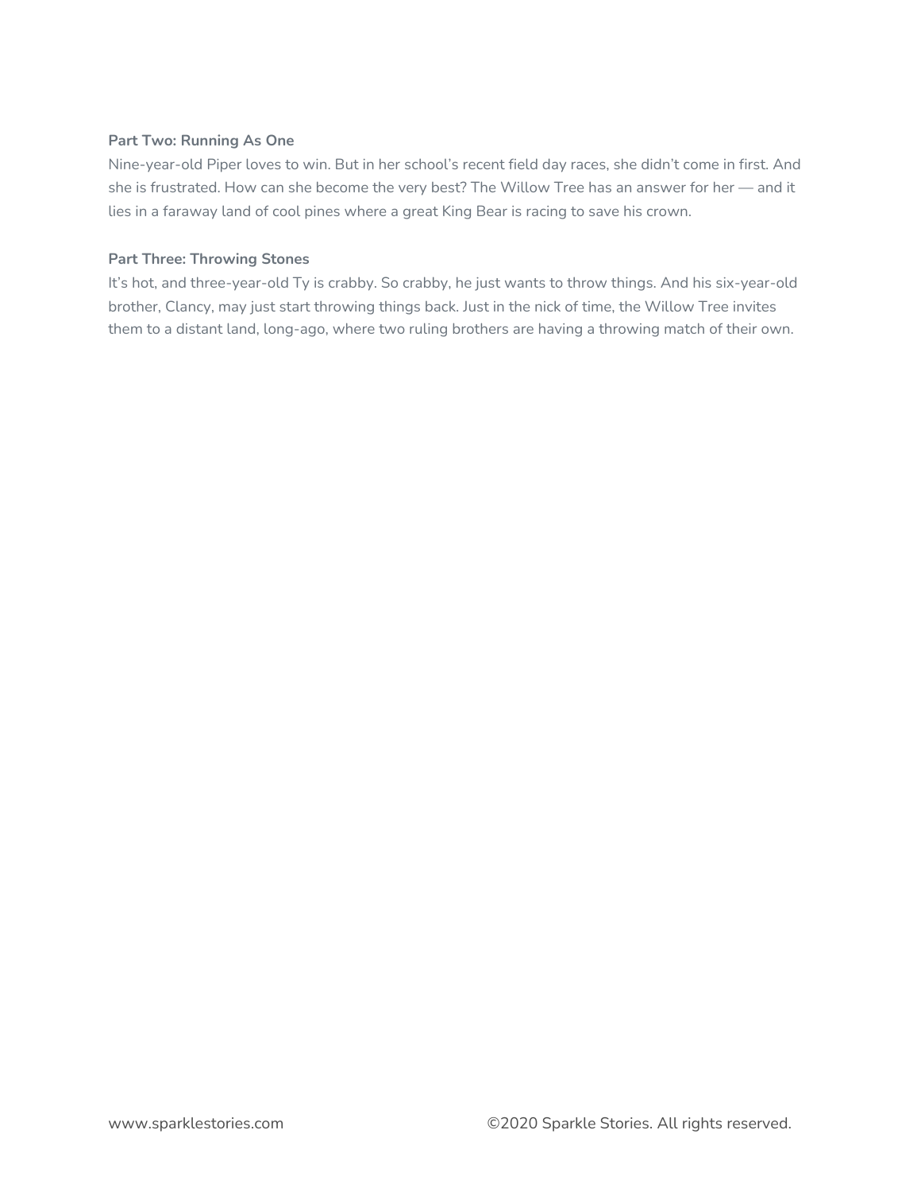**Part Two: Running As One**

Nine-year-old Piper loves to win. But in her school's recent field day races, she didn't come in first. And she is frustrated. How can she become the very best? The Willow Tree has an answer for her — and it lies in a faraway land of cool pines where a great King Bear is racing to save his crown.

**Part Three: Throwing Stones**

It's hot, and three-year-old Ty is crabby. So crabby, he just wants to throw things. And his six-year-old brother, Clancy, may just start throwing things back. Just in the nick of time, the Willow Tree invites them to a distant land, long-ago, where two ruling brothers are having a throwing match of their own.